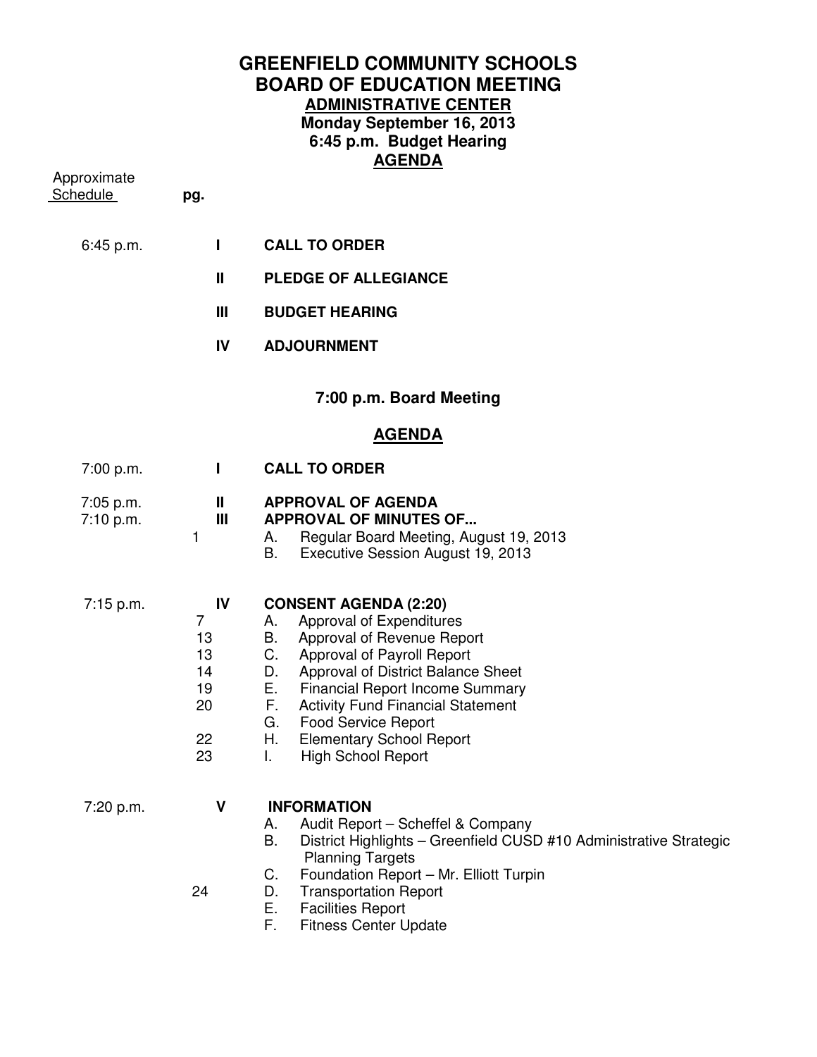# GREENFIELD COMMUNITY SCHOOLS
## BOARD OF EDUCATION MEETING
### ADMINISTRATIVE CENTER
**Monday September 16, 2013**
**6:45 p.m. Budget Hearing**
**AGENDA**

| Approximate Schedule | pg. | | |
|---|---|---|---|
| 6:45 p.m. | | I | **CALL TO ORDER** |
| | | II | **PLEDGE OF ALLEGIANCE** |
| | | III | **BUDGET HEARING** |
| | | IV | **ADJOURNMENT** |

## 7:00 p.m. Board Meeting

### AGENDA

| Approximate Schedule | pg. | | |
|---|---|---|---|
| 7:00 p.m. | | I | **CALL TO ORDER** |
| 7:05 p.m. | | II | **APPROVAL OF AGENDA** |
| 7:10 p.m. | | III | **APPROVAL OF MINUTES OF...** |
| | 1 | | A. Regular Board Meeting, August 19, 2013 |
| | | | B. Executive Session August 19, 2013 |
| 7:15 p.m. | | IV | **CONSENT AGENDA (2:20)** |
| | 7 | | A. Approval of Expenditures |
| | 13 | | B. Approval of Revenue Report |
| | 13 | | C. Approval of Payroll Report |
| | 14 | | D. Approval of District Balance Sheet |
| | 19 | | E. Financial Report Income Summary |
| | 20 | | F. Activity Fund Financial Statement |
| | | | G. Food Service Report |
| | 22 | | H. Elementary School Report |
| | 23 | | I. High School Report |
| 7:20 p.m. | | V | **INFORMATION** |
| | | | A. Audit Report – Scheffel & Company |
| | | | B. District Highlights – Greenfield CUSD #10 Administrative Strategic Planning Targets |
| | | | C. Foundation Report – Mr. Elliott Turpin |
| | 24 | | D. Transportation Report |
| | | | E. Facilities Report |
| | | | F. Fitness Center Update |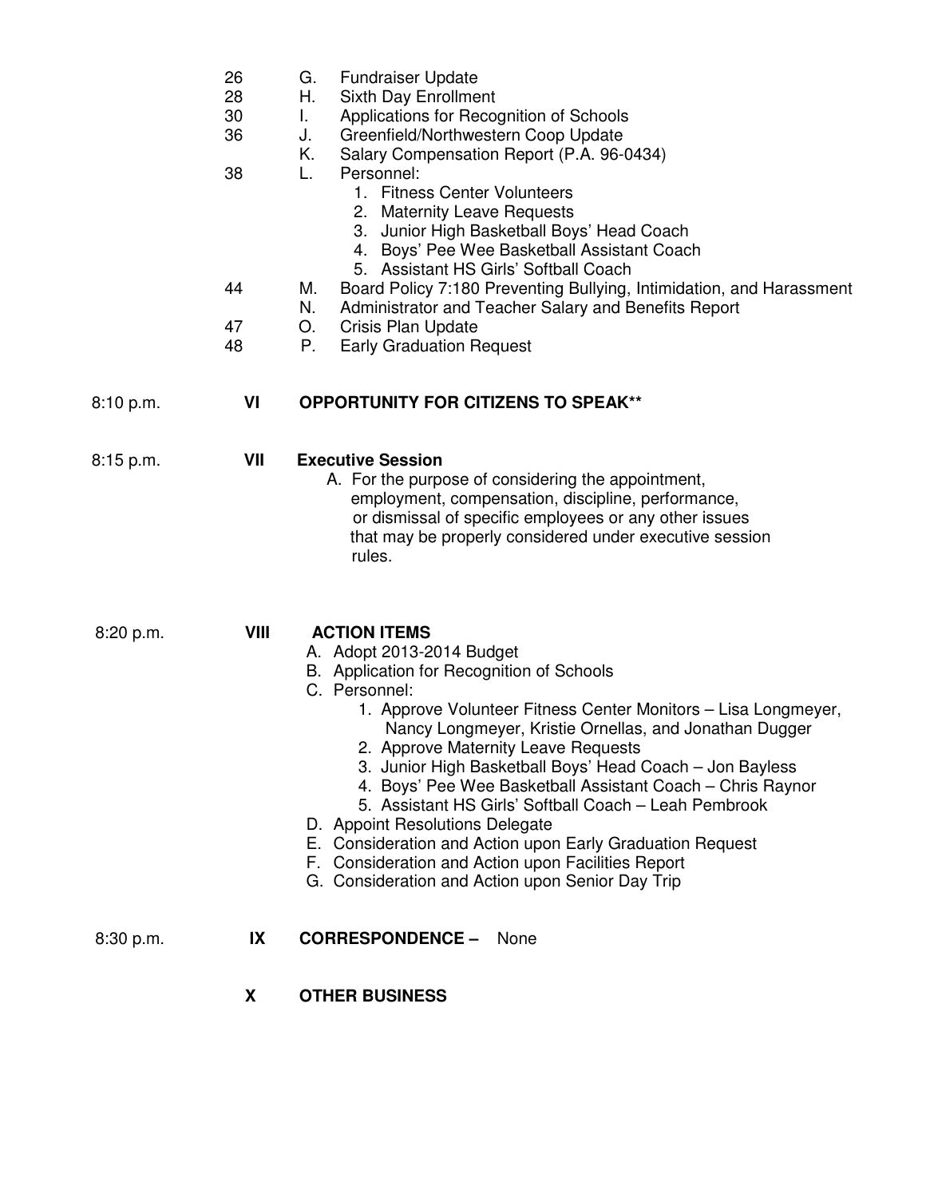26 G. Fundraiser Update
28 H. Sixth Day Enrollment
30 I. Applications for Recognition of Schools
36 J. Greenfield/Northwestern Coop Update
K. Salary Compensation Report (P.A. 96-0434)
38 L. Personnel:
1. Fitness Center Volunteers
2. Maternity Leave Requests
3. Junior High Basketball Boys' Head Coach
4. Boys' Pee Wee Basketball Assistant Coach
5. Assistant HS Girls' Softball Coach
44 M. Board Policy 7:180 Preventing Bullying, Intimidation, and Harassment
N. Administrator and Teacher Salary and Benefits Report
47 O. Crisis Plan Update
48 P. Early Graduation Request

8:10 p.m. **VI OPPORTUNITY FOR CITIZENS TO SPEAK****

8:15 p.m. **VII Executive Session**

A. For the purpose of considering the appointment, employment, compensation, discipline, performance, or dismissal of specific employees or any other issues that may be properly considered under executive session rules.

8:20 p.m. **VIII ACTION ITEMS**

A. Adopt 2013-2014 Budget
B. Application for Recognition of Schools
C. Personnel:
   1. Approve Volunteer Fitness Center Monitors – Lisa Longmeyer, Nancy Longmeyer, Kristie Ornellas, and Jonathan Dugger
   2. Approve Maternity Leave Requests
   3. Junior High Basketball Boys' Head Coach – Jon Bayless
   4. Boys' Pee Wee Basketball Assistant Coach – Chris Raynor
   5. Assistant HS Girls' Softball Coach – Leah Pembrook
D. Appoint Resolutions Delegate
E. Consideration and Action upon Early Graduation Request
F. Consideration and Action upon Facilities Report
G. Consideration and Action upon Senior Day Trip

8:30 p.m. **IX CORRESPONDENCE –** None

**X OTHER BUSINESS**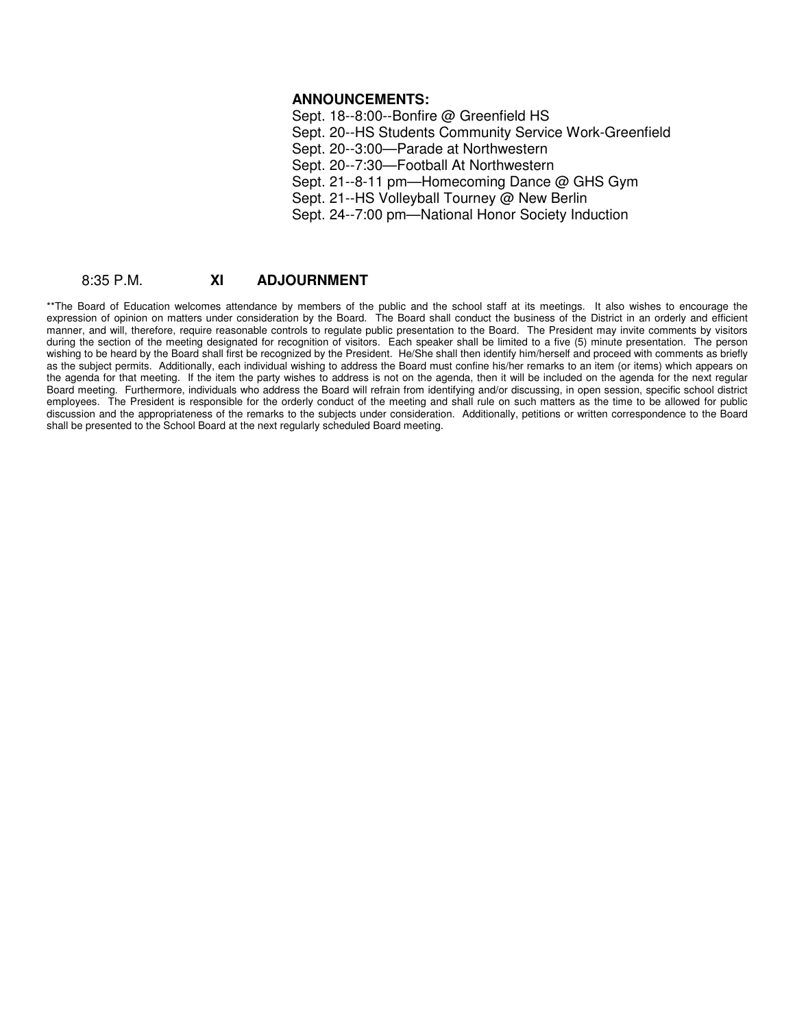**ANNOUNCEMENTS:**

Sept. 18--8:00--Bonfire @ Greenfield HS
Sept. 20--HS Students Community Service Work-Greenfield
Sept. 20--3:00—Parade at Northwestern
Sept. 20--7:30—Football At Northwestern
Sept. 21--8-11 pm—Homecoming Dance @ GHS Gym
Sept. 21--HS Volleyball Tourney @ New Berlin
Sept. 24--7:00 pm—National Honor Society Induction

8:35 P.M. **XI ADJOURNMENT**

**The Board of Education welcomes attendance by members of the public and the school staff at its meetings. It also wishes to encourage the expression of opinion on matters under consideration by the Board. The Board shall conduct the business of the District in an orderly and efficient manner, and will, therefore, require reasonable controls to regulate public presentation to the Board. The President may invite comments by visitors during the section of the meeting designated for recognition of visitors. Each speaker shall be limited to a five (5) minute presentation. The person wishing to be heard by the Board shall first be recognized by the President. He/She shall then identify him/herself and proceed with comments as briefly as the subject permits. Additionally, each individual wishing to address the Board must confine his/her remarks to an item (or items) which appears on the agenda for that meeting. If the item the party wishes to address is not on the agenda, then it will be included on the agenda for the next regular Board meeting. Furthermore, individuals who address the Board will refrain from identifying and/or discussing, in open session, specific school district employees. The President is responsible for the orderly conduct of the meeting and shall rule on such matters as the time to be allowed for public discussion and the appropriateness of the remarks to the subjects under consideration. Additionally, petitions or written correspondence to the Board shall be presented to the School Board at the next regularly scheduled Board meeting.